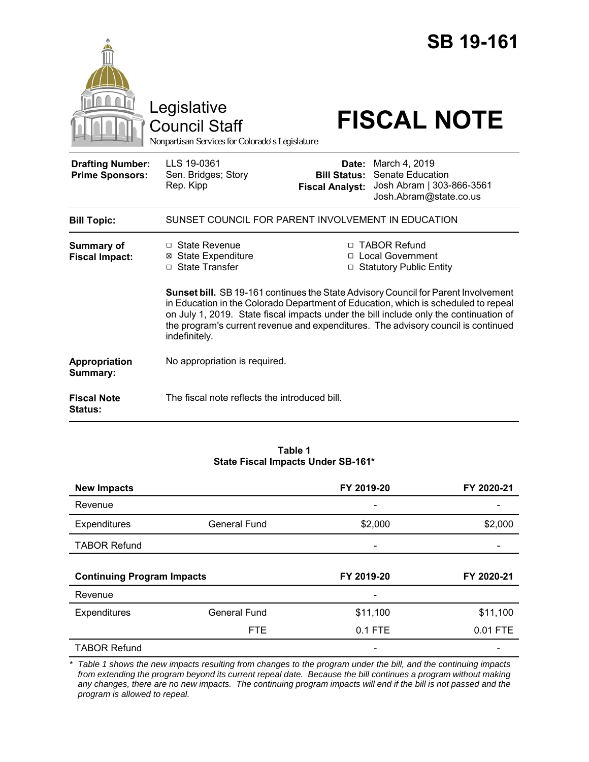# SB 19-161

Legislative Council Staff

*Nonpartisan Services for Colorado's Legislature*

# FISCAL NOTE

| | | | |
|---|---|---|---|
| **Drafting Number:** | LLS 19-0361 | **Date:** | March 4, 2019 |
| **Prime Sponsors:** | Sen. Bridges; Story<br>Rep. Kipp | **Bill Status:** | Senate Education |
| | | **Fiscal Analyst:** | Josh Abram \| 303-866-3561<br>Josh.Abram@state.co.us |

| | |
|---|---|
| **Bill Topic:** | SUNSET COUNCIL FOR PARENT INVOLVEMENT IN EDUCATION |

**Summary of Fiscal Impact:**

- ☐ State Revenue
- ☒ State Expenditure
- ☐ State Transfer
- ☐ TABOR Refund
- ☐ Local Government
- ☐ Statutory Public Entity

**Sunset bill.** SB 19-161 continues the State Advisory Council for Parent Involvement in Education in the Colorado Department of Education, which is scheduled to repeal on July 1, 2019. State fiscal impacts under the bill include only the continuation of the program's current revenue and expenditures. The advisory council is continued indefinitely.

**Appropriation Summary:** No appropriation is required.

**Fiscal Note Status:** The fiscal note reflects the introduced bill.

**Table 1**
**State Fiscal Impacts Under SB-161***

| **New Impacts** | | **FY 2019-20** | **FY 2020-21** |
|---|---|---|---|
| Revenue | | - | - |
| Expenditures | General Fund | $2,000 | $2,000 |
| TABOR Refund | | - | - |
| **Continuing Program Impacts** | | **FY 2019-20** | **FY 2020-21** |
| Revenue | | - | |
| Expenditures | General Fund | $11,100 | $11,100 |
| | FTE | 0.1 FTE | 0.01 FTE |
| TABOR Refund | | - | - |

*\* Table 1 shows the new impacts resulting from changes to the program under the bill, and the continuing impacts from extending the program beyond its current repeal date. Because the bill continues a program without making any changes, there are no new impacts. The continuing program impacts will end if the bill is not passed and the program is allowed to repeal.*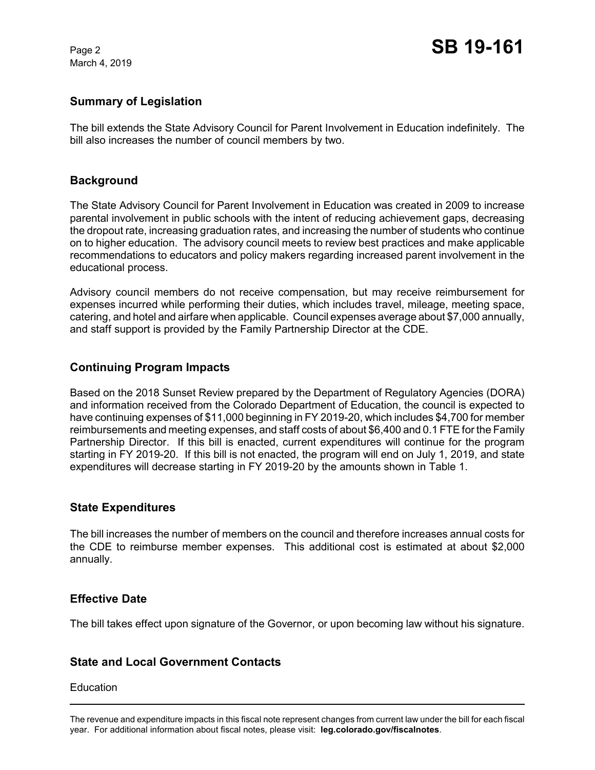## Summary of Legislation

The bill extends the State Advisory Council for Parent Involvement in Education indefinitely. The bill also increases the number of council members by two.

## Background

The State Advisory Council for Parent Involvement in Education was created in 2009 to increase parental involvement in public schools with the intent of reducing achievement gaps, decreasing the dropout rate, increasing graduation rates, and increasing the number of students who continue on to higher education. The advisory council meets to review best practices and make applicable recommendations to educators and policy makers regarding increased parent involvement in the educational process.

Advisory council members do not receive compensation, but may receive reimbursement for expenses incurred while performing their duties, which includes travel, mileage, meeting space, catering, and hotel and airfare when applicable. Council expenses average about $7,000 annually, and staff support is provided by the Family Partnership Director at the CDE.

## Continuing Program Impacts

Based on the 2018 Sunset Review prepared by the Department of Regulatory Agencies (DORA) and information received from the Colorado Department of Education, the council is expected to have continuing expenses of $11,000 beginning in FY 2019-20, which includes $4,700 for member reimbursements and meeting expenses, and staff costs of about $6,400 and 0.1 FTE for the Family Partnership Director. If this bill is enacted, current expenditures will continue for the program starting in FY 2019-20. If this bill is not enacted, the program will end on July 1, 2019, and state expenditures will decrease starting in FY 2019-20 by the amounts shown in Table 1.

## State Expenditures

The bill increases the number of members on the council and therefore increases annual costs for the CDE to reimburse member expenses. This additional cost is estimated at about $2,000 annually.

## Effective Date

The bill takes effect upon signature of the Governor, or upon becoming law without his signature.

## State and Local Government Contacts

Education

---

The revenue and expenditure impacts in this fiscal note represent changes from current law under the bill for each fiscal year. For additional information about fiscal notes, please visit: **leg.colorado.gov/fiscalnotes**.